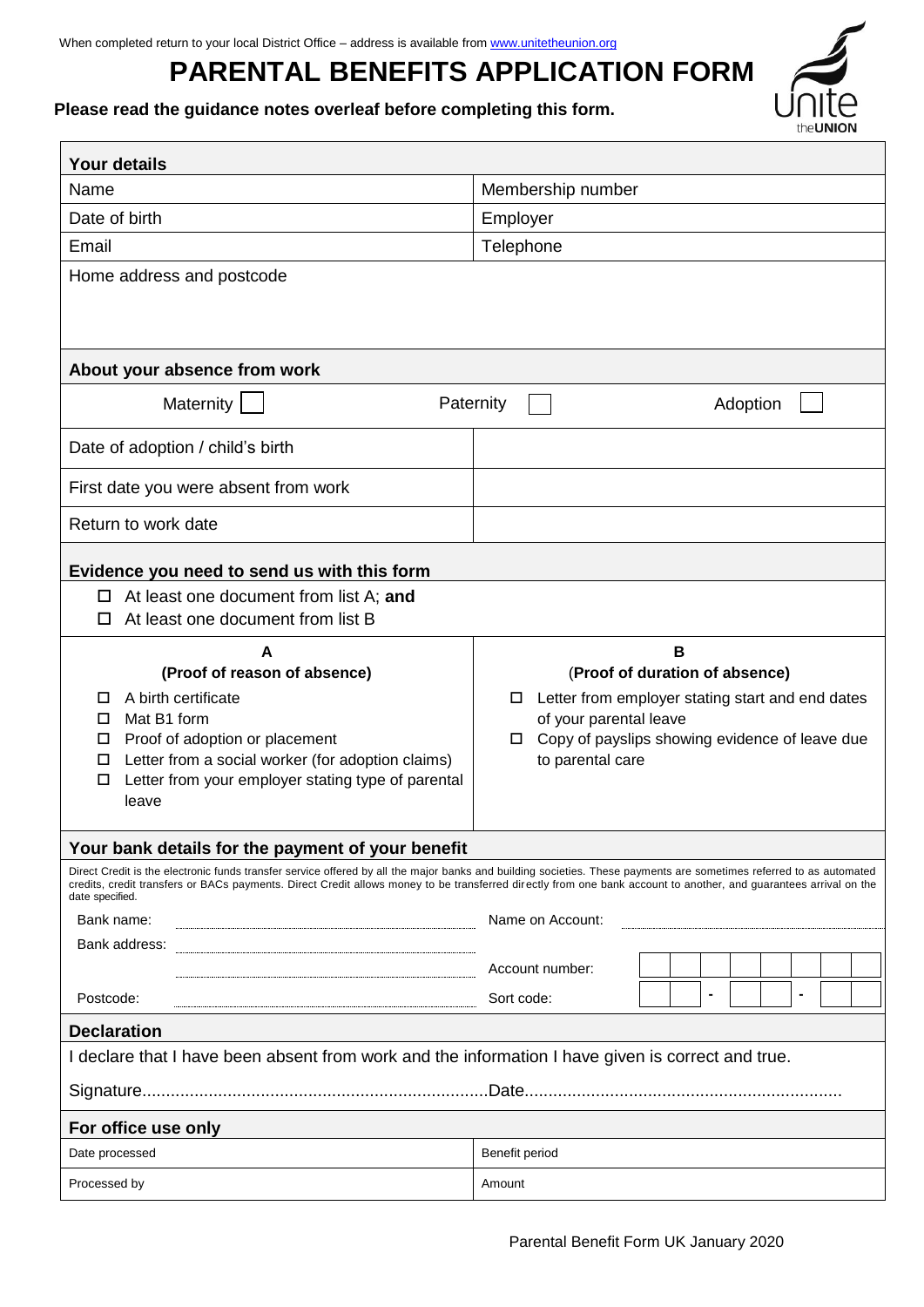When completed return to your local District Office – address is available from www.unitetheunion.org

# PARENTAL BENEFITS APPLICATION FORM

**Please read the guidance notes overleaf before completing this form.**

## Your details

| Name | Membership number |
|---|---|
| Date of birth | Employer |
| Email | Telephone |
| Home address and postcode | |

## About your absence from work

Maternity ☐ Paternity ☐ Adoption ☐

| Date of adoption / child's birth | |
|---|---|
| First date you were absent from work | |
| Return to work date | |

## Evidence you need to send us with this form

- ☐ At least one document from list A; **and**
- ☐ At least one document from list B

**A**
**(Proof of reason of absence)**

- ☐ A birth certificate
- ☐ Mat B1 form
- ☐ Proof of adoption or placement
- ☐ Letter from a social worker (for adoption claims)
- ☐ Letter from your employer stating type of parental leave

**B**
(**Proof of duration of absence)**

- ☐ Letter from employer stating start and end dates of your parental leave
- ☐ Copy of payslips showing evidence of leave due to parental care

## Your bank details for the payment of your benefit

Direct Credit is the electronic funds transfer service offered by all the major banks and building societies. These payments are sometimes referred to as automated credits, credit transfers or BACs payments. Direct Credit allows money to be transferred directly from one bank account to another, and guarantees arrival on the date specified.

Bank name: ..........................................

Bank address: ..........................................

..........................................

Postcode: ..........................................

Name on Account: ..........................................

Account number: ☐☐☐☐☐☐☐☐

Sort code: ☐☐ - ☐☐ - ☐☐

## Declaration

I declare that I have been absent from work and the information I have given is correct and true.

Signature........................................................................Date..................................................................

## For office use only

| Date processed | Benefit period |
|---|---|
| Processed by | Amount |

Parental Benefit Form UK January 2020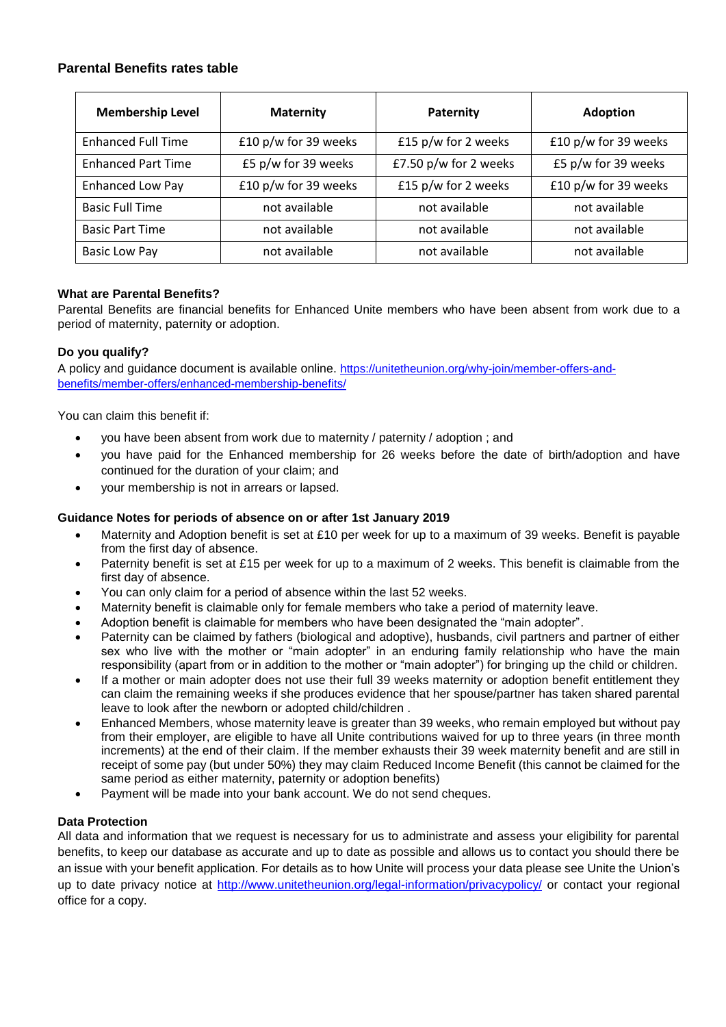## Parental Benefits rates table

| Membership Level | Maternity | Paternity | Adoption |
|---|---|---|---|
| Enhanced Full Time | £10 p/w for 39 weeks | £15 p/w for 2 weeks | £10 p/w for 39 weeks |
| Enhanced Part Time | £5 p/w for 39 weeks | £7.50 p/w for 2 weeks | £5 p/w for 39 weeks |
| Enhanced Low Pay | £10 p/w for 39 weeks | £15 p/w for 2 weeks | £10 p/w for 39 weeks |
| Basic Full Time | not available | not available | not available |
| Basic Part Time | not available | not available | not available |
| Basic Low Pay | not available | not available | not available |

**What are Parental Benefits?**

Parental Benefits are financial benefits for Enhanced Unite members who have been absent from work due to a period of maternity, paternity or adoption.

**Do you qualify?**

A policy and guidance document is available online. https://unitetheunion.org/why-join/member-offers-and-benefits/member-offers/enhanced-membership-benefits/

You can claim this benefit if:

- you have been absent from work due to maternity / paternity / adoption ; and
- you have paid for the Enhanced membership for 26 weeks before the date of birth/adoption and have continued for the duration of your claim; and
- your membership is not in arrears or lapsed.

**Guidance Notes for periods of absence on or after 1st January 2019**

- Maternity and Adoption benefit is set at £10 per week for up to a maximum of 39 weeks. Benefit is payable from the first day of absence.
- Paternity benefit is set at £15 per week for up to a maximum of 2 weeks. This benefit is claimable from the first day of absence.
- You can only claim for a period of absence within the last 52 weeks.
- Maternity benefit is claimable only for female members who take a period of maternity leave.
- Adoption benefit is claimable for members who have been designated the "main adopter".
- Paternity can be claimed by fathers (biological and adoptive), husbands, civil partners and partner of either sex who live with the mother or "main adopter" in an enduring family relationship who have the main responsibility (apart from or in addition to the mother or "main adopter") for bringing up the child or children.
- If a mother or main adopter does not use their full 39 weeks maternity or adoption benefit entitlement they can claim the remaining weeks if she produces evidence that her spouse/partner has taken shared parental leave to look after the newborn or adopted child/children .
- Enhanced Members, whose maternity leave is greater than 39 weeks, who remain employed but without pay from their employer, are eligible to have all Unite contributions waived for up to three years (in three month increments) at the end of their claim. If the member exhausts their 39 week maternity benefit and are still in receipt of some pay (but under 50%) they may claim Reduced Income Benefit (this cannot be claimed for the same period as either maternity, paternity or adoption benefits)
- Payment will be made into your bank account. We do not send cheques.

**Data Protection**

All data and information that we request is necessary for us to administrate and assess your eligibility for parental benefits, to keep our database as accurate and up to date as possible and allows us to contact you should there be an issue with your benefit application. For details as to how Unite will process your data please see Unite the Union's up to date privacy notice at http://www.unitetheunion.org/legal-information/privacypolicy/ or contact your regional office for a copy.